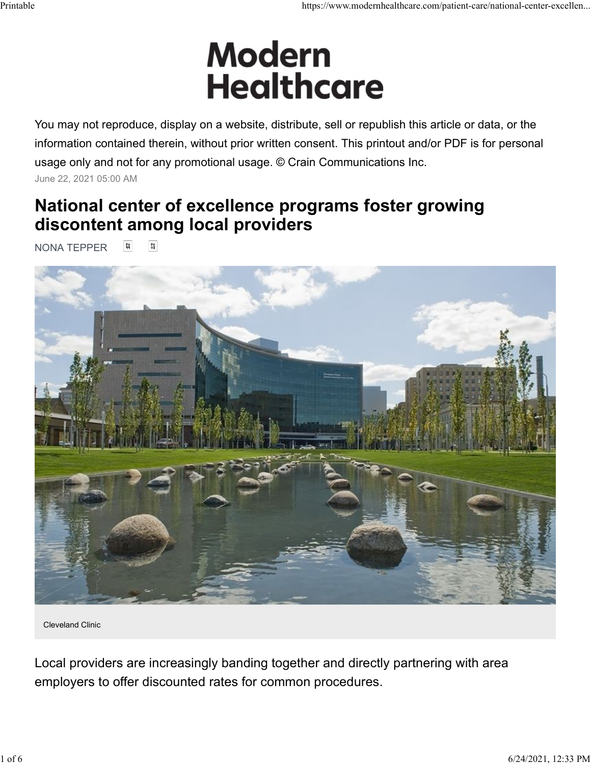# Modern Healthcare

You may not reproduce, display on a website, distribute, sell or republish this article or data, or the information contained therein, without prior written consent. This printout and/or PDF is for personal usage only and not for any promotional usage. © Crain Communications Inc.

June 22, 2021 05:00 AM

## National center of excellence programs foster growing discontent among local providers

NONA TEPPER

Cleveland Clinic

Local providers are increasingly banding together and directly partnering with area employers to offer discounted rates for common procedures.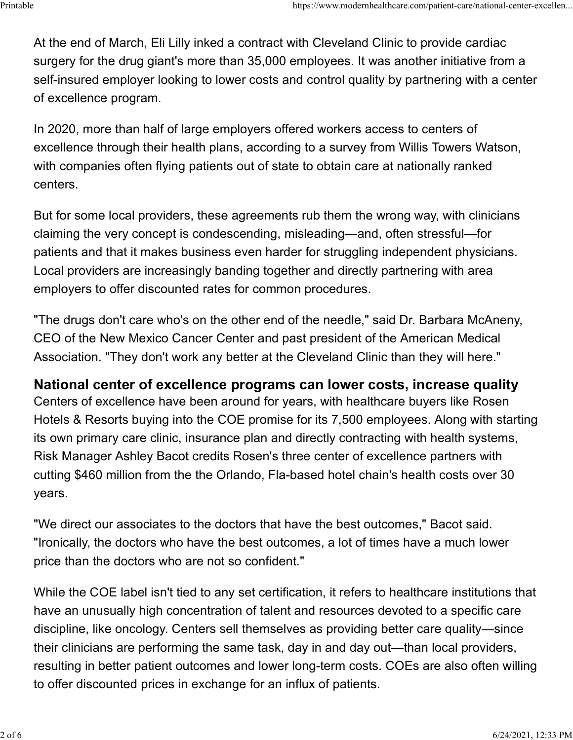At the end of March, Eli Lilly inked a contract with Cleveland Clinic to provide cardiac surgery for the drug giant's more than 35,000 employees. It was another initiative from a self-insured employer looking to lower costs and control quality by partnering with a center of excellence program.

In 2020, more than half of large employers offered workers access to centers of excellence through their health plans, according to a survey from Willis Towers Watson, with companies often flying patients out of state to obtain care at nationally ranked centers.

But for some local providers, these agreements rub them the wrong way, with clinicians claiming the very concept is condescending, misleading—and, often stressful—for patients and that it makes business even harder for struggling independent physicians. Local providers are increasingly banding together and directly partnering with area employers to offer discounted rates for common procedures.

"The drugs don't care who's on the other end of the needle," said Dr. Barbara McAneny, CEO of the New Mexico Cancer Center and past president of the American Medical Association. "They don't work any better at the Cleveland Clinic than they will here."

## National center of excellence programs can lower costs, increase quality

Centers of excellence have been around for years, with healthcare buyers like Rosen Hotels & Resorts buying into the COE promise for its 7,500 employees. Along with starting its own primary care clinic, insurance plan and directly contracting with health systems, Risk Manager Ashley Bacot credits Rosen's three center of excellence partners with cutting $460 million from the the Orlando, Fla-based hotel chain's health costs over 30 years.

"We direct our associates to the doctors that have the best outcomes," Bacot said. "Ironically, the doctors who have the best outcomes, a lot of times have a much lower price than the doctors who are not so confident."

While the COE label isn't tied to any set certification, it refers to healthcare institutions that have an unusually high concentration of talent and resources devoted to a specific care discipline, like oncology. Centers sell themselves as providing better care quality—since their clinicians are performing the same task, day in and day out—than local providers, resulting in better patient outcomes and lower long-term costs. COEs are also often willing to offer discounted prices in exchange for an influx of patients.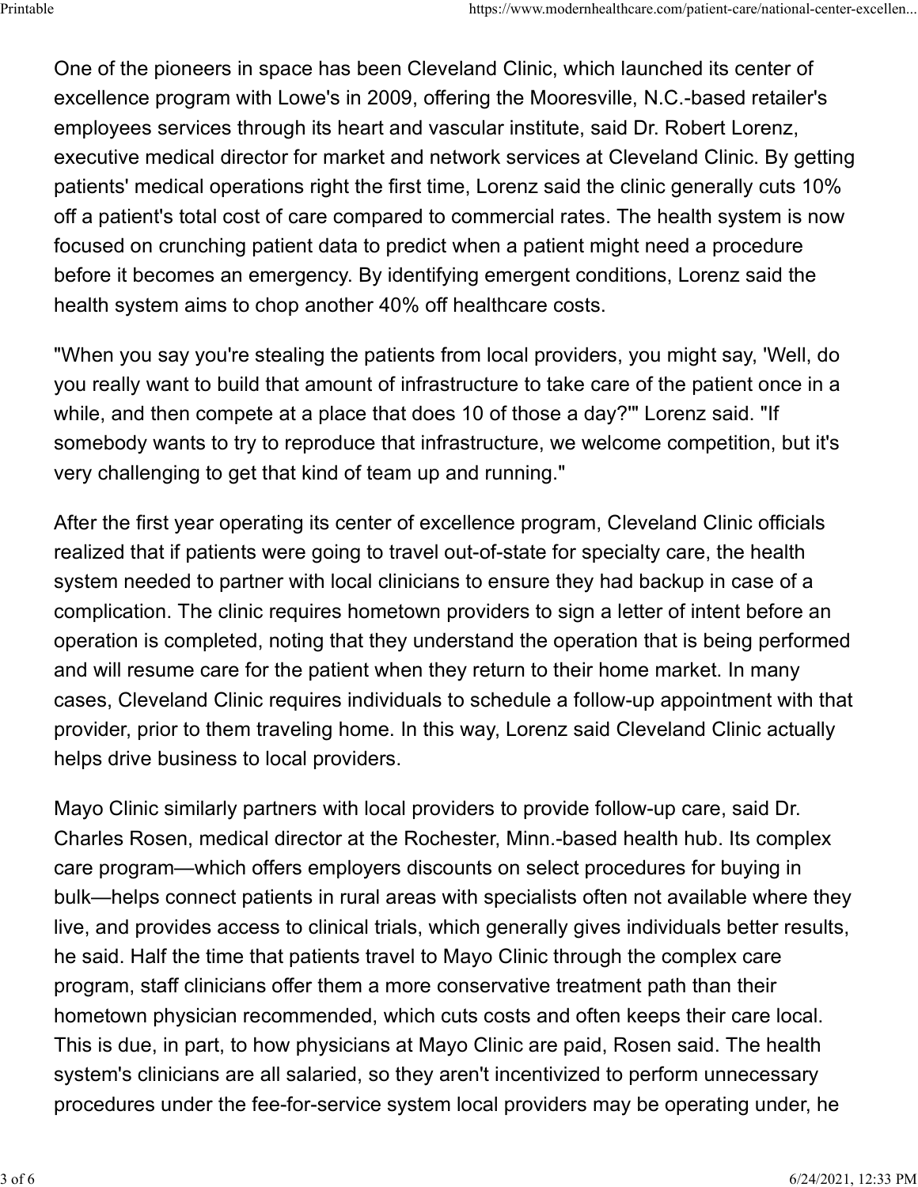One of the pioneers in space has been Cleveland Clinic, which launched its center of excellence program with Lowe's in 2009, offering the Mooresville, N.C.-based retailer's employees services through its heart and vascular institute, said Dr. Robert Lorenz, executive medical director for market and network services at Cleveland Clinic. By getting patients' medical operations right the first time, Lorenz said the clinic generally cuts 10% off a patient's total cost of care compared to commercial rates. The health system is now focused on crunching patient data to predict when a patient might need a procedure before it becomes an emergency. By identifying emergent conditions, Lorenz said the health system aims to chop another 40% off healthcare costs.

"When you say you're stealing the patients from local providers, you might say, 'Well, do you really want to build that amount of infrastructure to take care of the patient once in a while, and then compete at a place that does 10 of those a day?'" Lorenz said. "If somebody wants to try to reproduce that infrastructure, we welcome competition, but it's very challenging to get that kind of team up and running."

After the first year operating its center of excellence program, Cleveland Clinic officials realized that if patients were going to travel out-of-state for specialty care, the health system needed to partner with local clinicians to ensure they had backup in case of a complication. The clinic requires hometown providers to sign a letter of intent before an operation is completed, noting that they understand the operation that is being performed and will resume care for the patient when they return to their home market. In many cases, Cleveland Clinic requires individuals to schedule a follow-up appointment with that provider, prior to them traveling home. In this way, Lorenz said Cleveland Clinic actually helps drive business to local providers.

Mayo Clinic similarly partners with local providers to provide follow-up care, said Dr. Charles Rosen, medical director at the Rochester, Minn.-based health hub. Its complex care program—which offers employers discounts on select procedures for buying in bulk—helps connect patients in rural areas with specialists often not available where they live, and provides access to clinical trials, which generally gives individuals better results, he said. Half the time that patients travel to Mayo Clinic through the complex care program, staff clinicians offer them a more conservative treatment path than their hometown physician recommended, which cuts costs and often keeps their care local. This is due, in part, to how physicians at Mayo Clinic are paid, Rosen said. The health system's clinicians are all salaried, so they aren't incentivized to perform unnecessary procedures under the fee-for-service system local providers may be operating under, he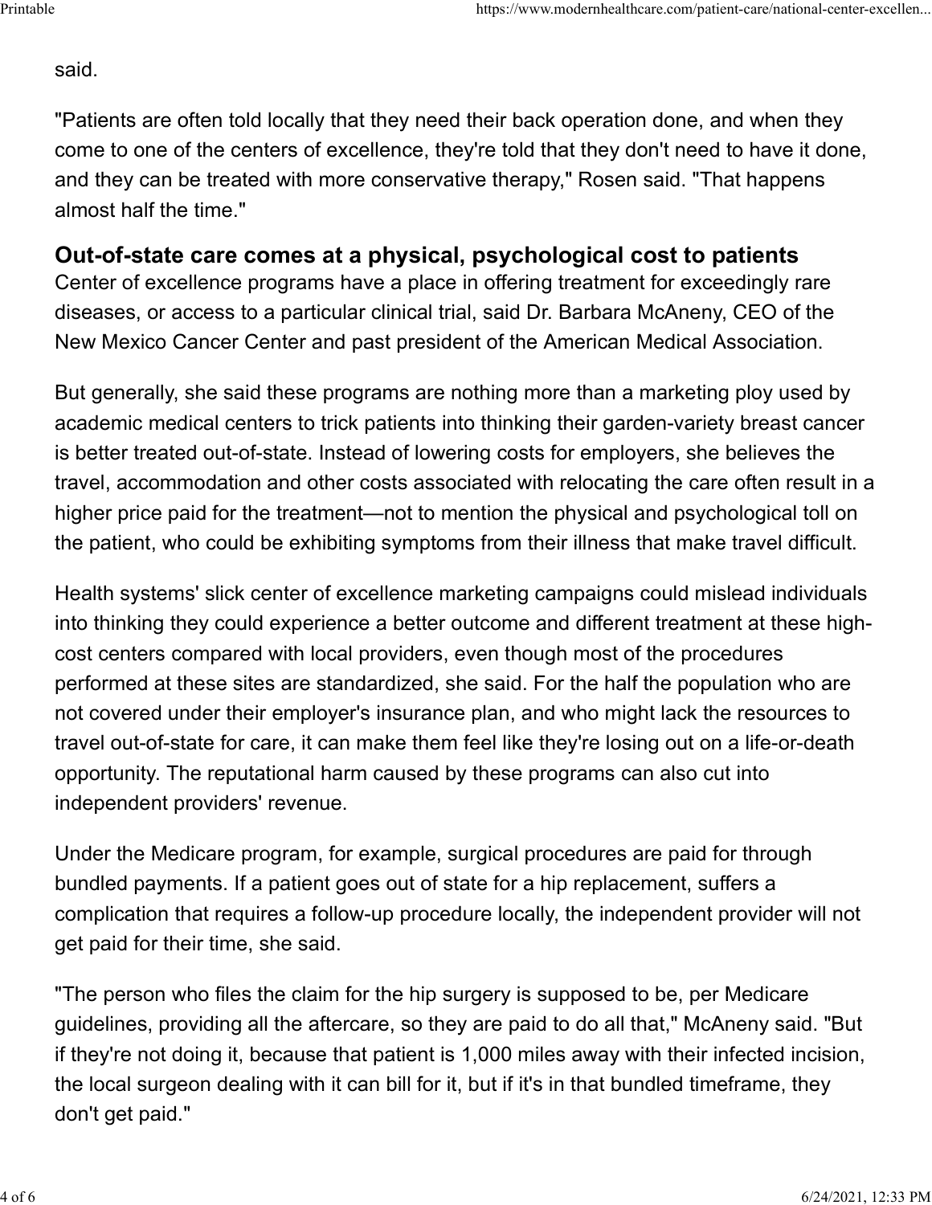said.

"Patients are often told locally that they need their back operation done, and when they come to one of the centers of excellence, they're told that they don't need to have it done, and they can be treated with more conservative therapy," Rosen said. "That happens almost half the time."

## Out-of-state care comes at a physical, psychological cost to patients

Center of excellence programs have a place in offering treatment for exceedingly rare diseases, or access to a particular clinical trial, said Dr. Barbara McAneny, CEO of the New Mexico Cancer Center and past president of the American Medical Association.

But generally, she said these programs are nothing more than a marketing ploy used by academic medical centers to trick patients into thinking their garden-variety breast cancer is better treated out-of-state. Instead of lowering costs for employers, she believes the travel, accommodation and other costs associated with relocating the care often result in a higher price paid for the treatment—not to mention the physical and psychological toll on the patient, who could be exhibiting symptoms from their illness that make travel difficult.

Health systems' slick center of excellence marketing campaigns could mislead individuals into thinking they could experience a better outcome and different treatment at these high-cost centers compared with local providers, even though most of the procedures performed at these sites are standardized, she said. For the half the population who are not covered under their employer's insurance plan, and who might lack the resources to travel out-of-state for care, it can make them feel like they're losing out on a life-or-death opportunity. The reputational harm caused by these programs can also cut into independent providers' revenue.

Under the Medicare program, for example, surgical procedures are paid for through bundled payments. If a patient goes out of state for a hip replacement, suffers a complication that requires a follow-up procedure locally, the independent provider will not get paid for their time, she said.

"The person who files the claim for the hip surgery is supposed to be, per Medicare guidelines, providing all the aftercare, so they are paid to do all that," McAneny said. "But if they're not doing it, because that patient is 1,000 miles away with their infected incision, the local surgeon dealing with it can bill for it, but if it's in that bundled timeframe, they don't get paid."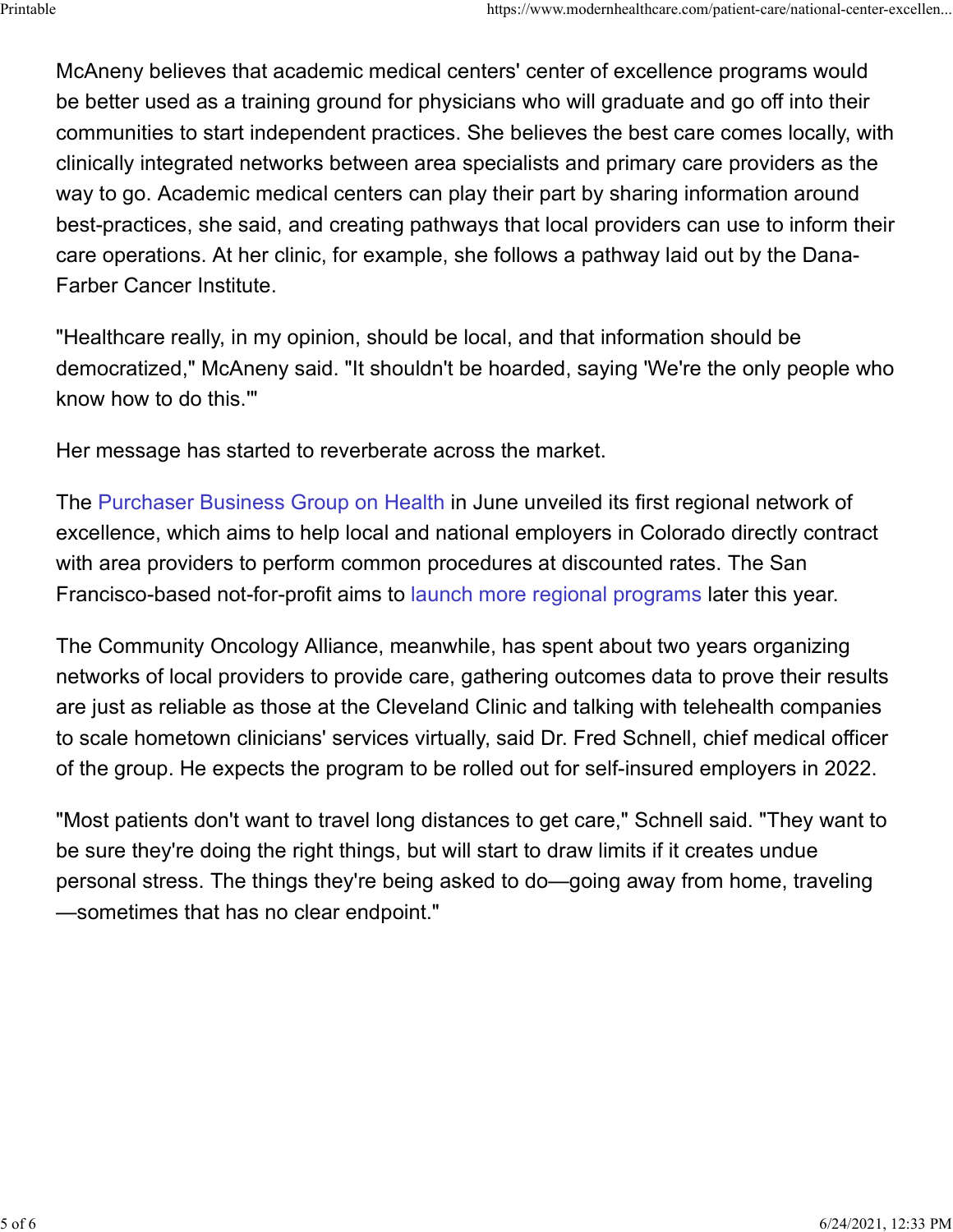McAneny believes that academic medical centers' center of excellence programs would be better used as a training ground for physicians who will graduate and go off into their communities to start independent practices. She believes the best care comes locally, with clinically integrated networks between area specialists and primary care providers as the way to go. Academic medical centers can play their part by sharing information around best-practices, she said, and creating pathways that local providers can use to inform their care operations. At her clinic, for example, she follows a pathway laid out by the Dana-Farber Cancer Institute.

"Healthcare really, in my opinion, should be local, and that information should be democratized," McAneny said. "It shouldn't be hoarded, saying 'We're the only people who know how to do this.'"

Her message has started to reverberate across the market.

The Purchaser Business Group on Health in June unveiled its first regional network of excellence, which aims to help local and national employers in Colorado directly contract with area providers to perform common procedures at discounted rates. The San Francisco-based not-for-profit aims to launch more regional programs later this year.

The Community Oncology Alliance, meanwhile, has spent about two years organizing networks of local providers to provide care, gathering outcomes data to prove their results are just as reliable as those at the Cleveland Clinic and talking with telehealth companies to scale hometown clinicians' services virtually, said Dr. Fred Schnell, chief medical officer of the group. He expects the program to be rolled out for self-insured employers in 2022.

"Most patients don't want to travel long distances to get care," Schnell said. "They want to be sure they're doing the right things, but will start to draw limits if it creates undue personal stress. The things they're being asked to do—going away from home, traveling—sometimes that has no clear endpoint."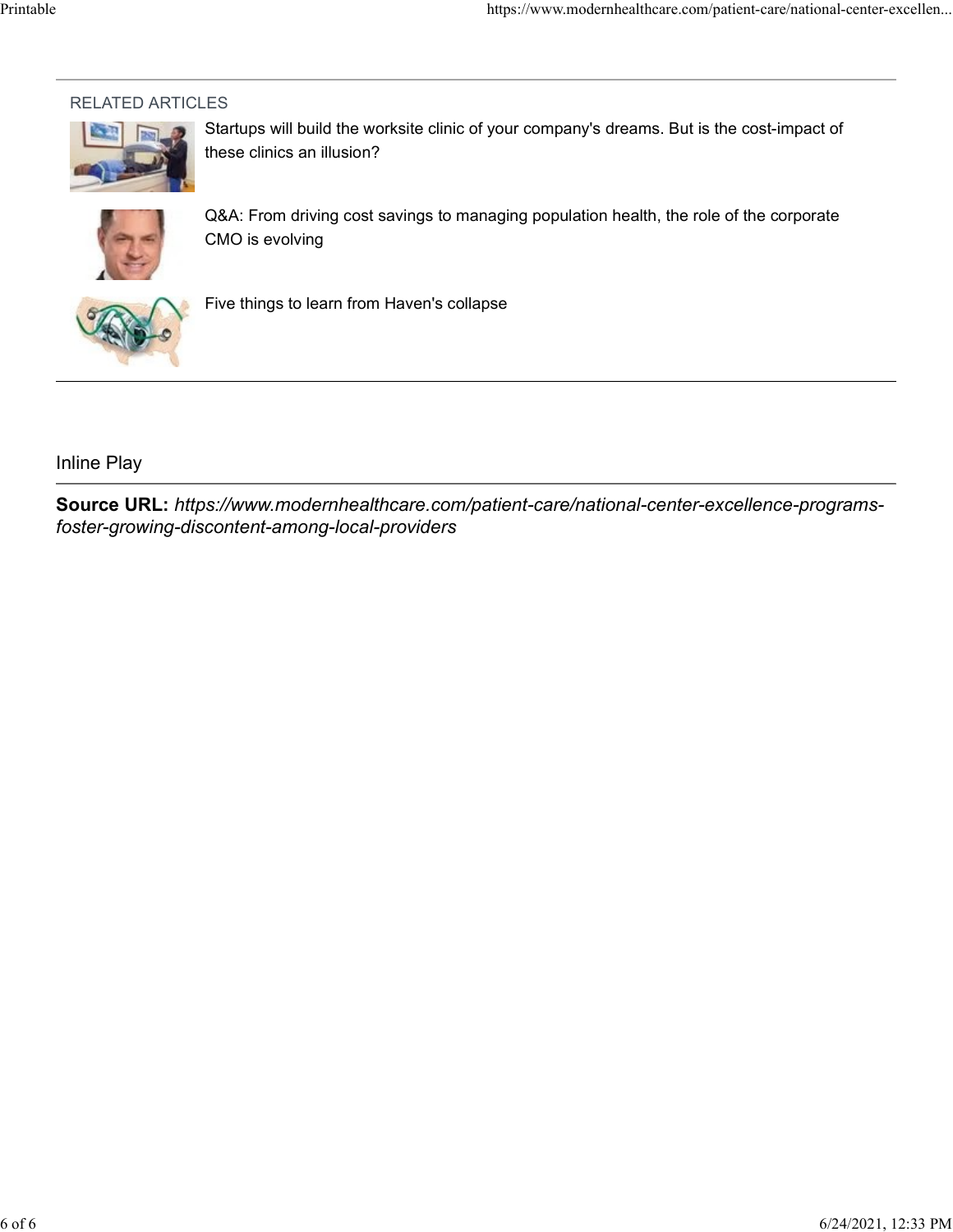RELATED ARTICLES

Startups will build the worksite clinic of your company's dreams. But is the cost-impact of these clinics an illusion?

Q&A: From driving cost savings to managing population health, the role of the corporate CMO is evolving

Five things to learn from Haven's collapse

Inline Play

**Source URL:** *https://www.modernhealthcare.com/patient-care/national-center-excellence-programs-foster-growing-discontent-among-local-providers*